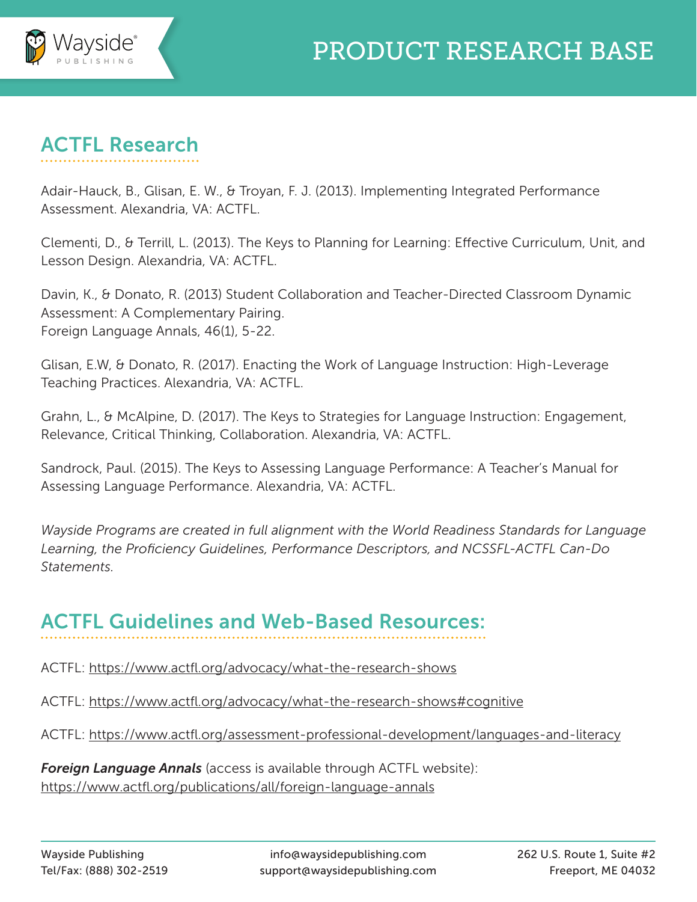# PRODUCT RESEARCH BASE

## ACTFL Research

Adair-Hauck, B., Glisan, E. W., & Troyan, F. J. (2013). Implementing Integrated Performance Assessment. Alexandria, VA: ACTFL.

Clementi, D., & Terrill, L. (2013). The Keys to Planning for Learning: Effective Curriculum, Unit, and Lesson Design. Alexandria, VA: ACTFL.

Davin, K., & Donato, R. (2013) Student Collaboration and Teacher-Directed Classroom Dynamic Assessment: A Complementary Pairing.
Foreign Language Annals, 46(1), 5-22.

Glisan, E.W, & Donato, R. (2017). Enacting the Work of Language Instruction: High-Leverage Teaching Practices. Alexandria, VA: ACTFL.

Grahn, L., & McAlpine, D. (2017). The Keys to Strategies for Language Instruction: Engagement, Relevance, Critical Thinking, Collaboration. Alexandria, VA: ACTFL.

Sandrock, Paul. (2015). The Keys to Assessing Language Performance: A Teacher's Manual for Assessing Language Performance. Alexandria, VA: ACTFL.

*Wayside Programs are created in full alignment with the World Readiness Standards for Language Learning, the Proficiency Guidelines, Performance Descriptors, and NCSSFL-ACTFL Can-Do Statements.*

## ACTFL Guidelines and Web-Based Resources:

ACTFL: https://www.actfl.org/advocacy/what-the-research-shows

ACTFL: https://www.actfl.org/advocacy/what-the-research-shows#cognitive

ACTFL: https://www.actfl.org/assessment-professional-development/languages-and-literacy

***Foreign Language Annals*** (access is available through ACTFL website):
https://www.actfl.org/publications/all/foreign-language-annals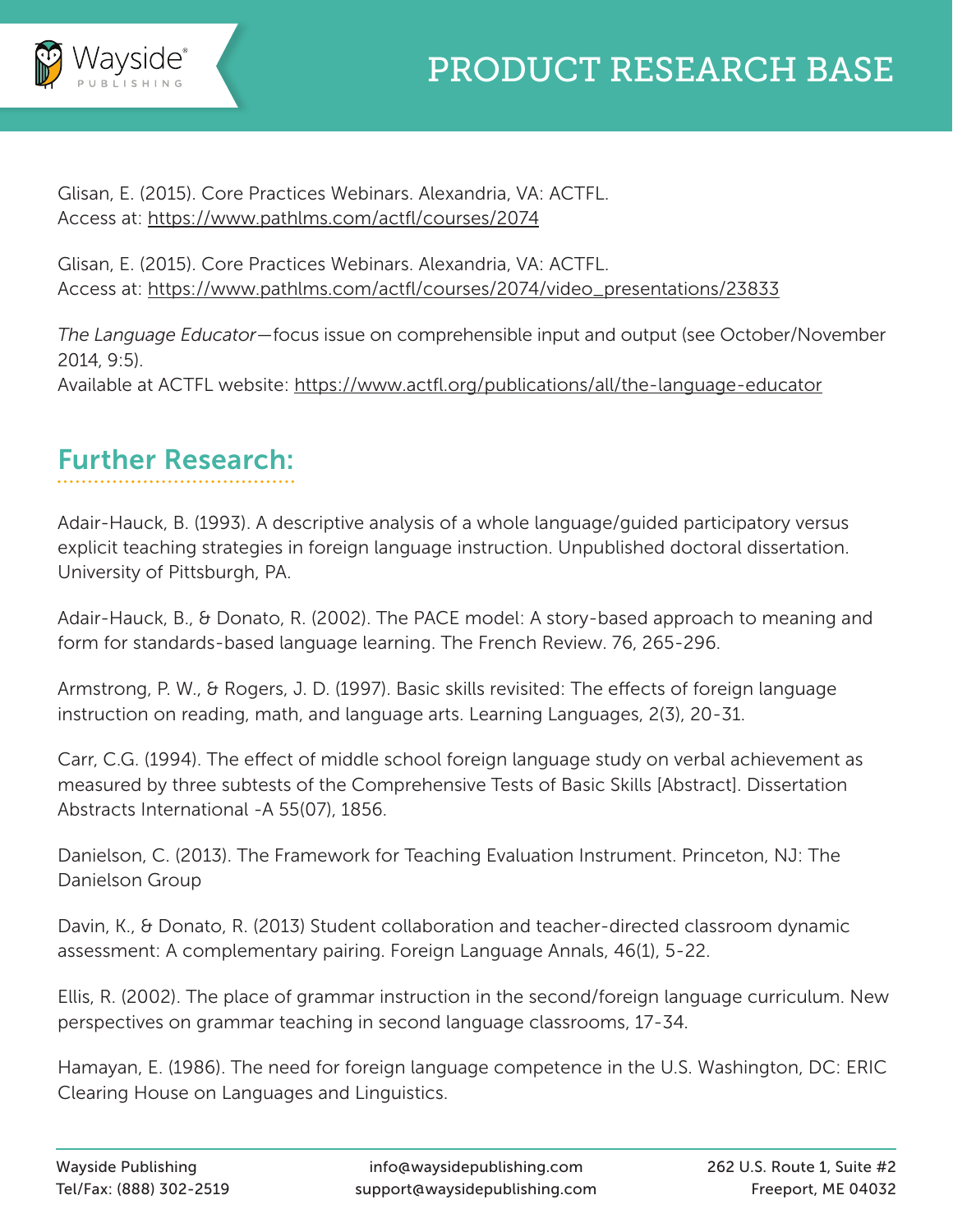Glisan, E. (2015). Core Practices Webinars. Alexandria, VA: ACTFL.
Access at: https://www.pathlms.com/actfl/courses/2074

Glisan, E. (2015). Core Practices Webinars. Alexandria, VA: ACTFL.
Access at: https://www.pathlms.com/actfl/courses/2074/video_presentations/23833

*The Language Educator*—focus issue on comprehensible input and output (see October/November 2014, 9:5).
Available at ACTFL website: https://www.actfl.org/publications/all/the-language-educator

## Further Research:

Adair-Hauck, B. (1993). A descriptive analysis of a whole language/guided participatory versus explicit teaching strategies in foreign language instruction. Unpublished doctoral dissertation. University of Pittsburgh, PA.

Adair-Hauck, B., & Donato, R. (2002). The PACE model: A story-based approach to meaning and form for standards-based language learning. The French Review. 76, 265-296.

Armstrong, P. W., & Rogers, J. D. (1997). Basic skills revisited: The effects of foreign language instruction on reading, math, and language arts. Learning Languages, 2(3), 20-31.

Carr, C.G. (1994). The effect of middle school foreign language study on verbal achievement as measured by three subtests of the Comprehensive Tests of Basic Skills [Abstract]. Dissertation Abstracts International -A 55(07), 1856.

Danielson, C. (2013). The Framework for Teaching Evaluation Instrument. Princeton, NJ: The Danielson Group

Davin, K., & Donato, R. (2013) Student collaboration and teacher-directed classroom dynamic assessment: A complementary pairing. Foreign Language Annals, 46(1), 5-22.

Ellis, R. (2002). The place of grammar instruction in the second/foreign language curriculum. New perspectives on grammar teaching in second language classrooms, 17-34.

Hamayan, E. (1986). The need for foreign language competence in the U.S. Washington, DC: ERIC Clearing House on Languages and Linguistics.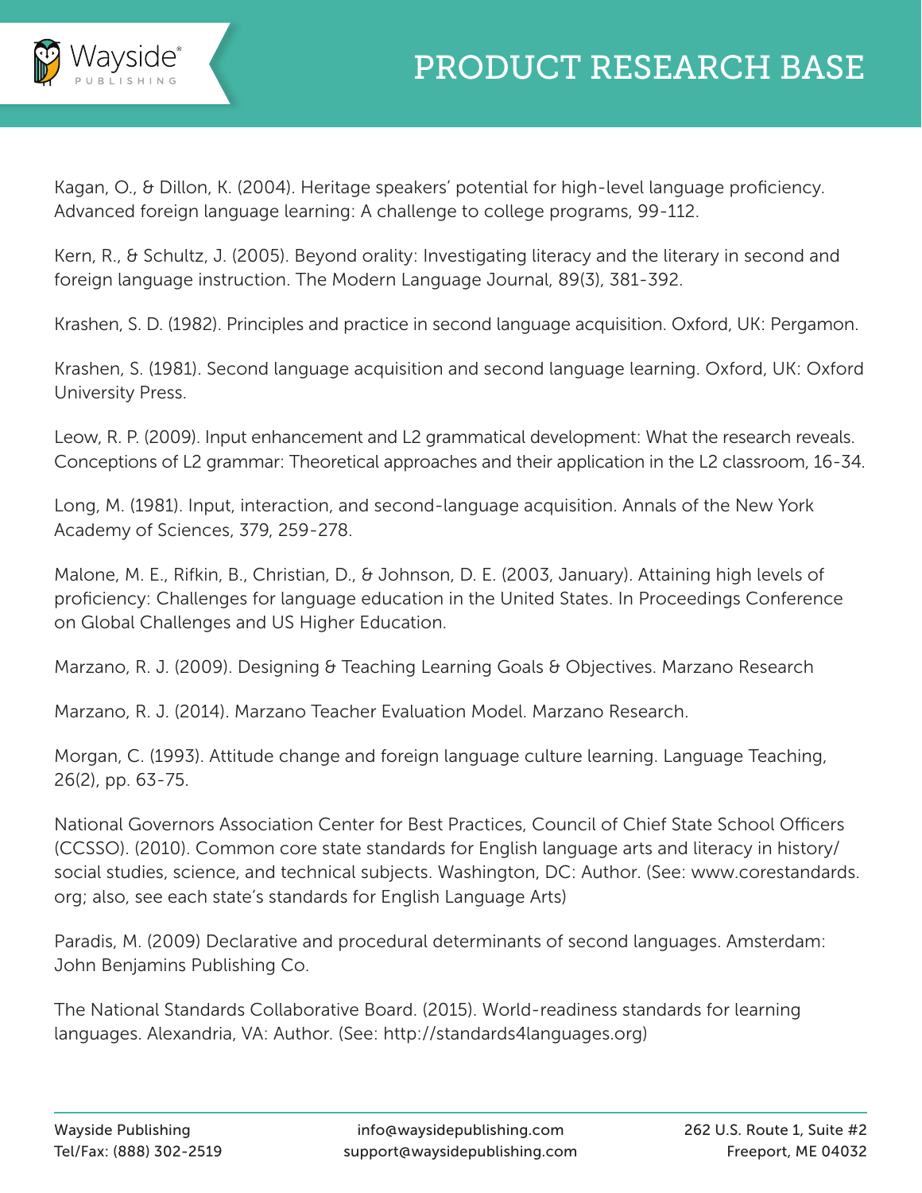Kagan, O., & Dillon, K. (2004). Heritage speakers' potential for high-level language proficiency. Advanced foreign language learning: A challenge to college programs, 99-112.

Kern, R., & Schultz, J. (2005). Beyond orality: Investigating literacy and the literary in second and foreign language instruction. The Modern Language Journal, 89(3), 381-392.

Krashen, S. D. (1982). Principles and practice in second language acquisition. Oxford, UK: Pergamon.

Krashen, S. (1981). Second language acquisition and second language learning. Oxford, UK: Oxford University Press.

Leow, R. P. (2009). Input enhancement and L2 grammatical development: What the research reveals. Conceptions of L2 grammar: Theoretical approaches and their application in the L2 classroom, 16-34.

Long, M. (1981). Input, interaction, and second-language acquisition. Annals of the New York Academy of Sciences, 379, 259-278.

Malone, M. E., Rifkin, B., Christian, D., & Johnson, D. E. (2003, January). Attaining high levels of proficiency: Challenges for language education in the United States. In Proceedings Conference on Global Challenges and US Higher Education.

Marzano, R. J. (2009). Designing & Teaching Learning Goals & Objectives. Marzano Research

Marzano, R. J. (2014). Marzano Teacher Evaluation Model. Marzano Research.

Morgan, C. (1993). Attitude change and foreign language culture learning. Language Teaching, 26(2), pp. 63-75.

National Governors Association Center for Best Practices, Council of Chief State School Officers (CCSSO). (2010). Common core state standards for English language arts and literacy in history/social studies, science, and technical subjects. Washington, DC: Author. (See: www.corestandards.org; also, see each state's standards for English Language Arts)

Paradis, M. (2009) Declarative and procedural determinants of second languages. Amsterdam: John Benjamins Publishing Co.

The National Standards Collaborative Board. (2015). World-readiness standards for learning languages. Alexandria, VA: Author. (See: http://standards4languages.org)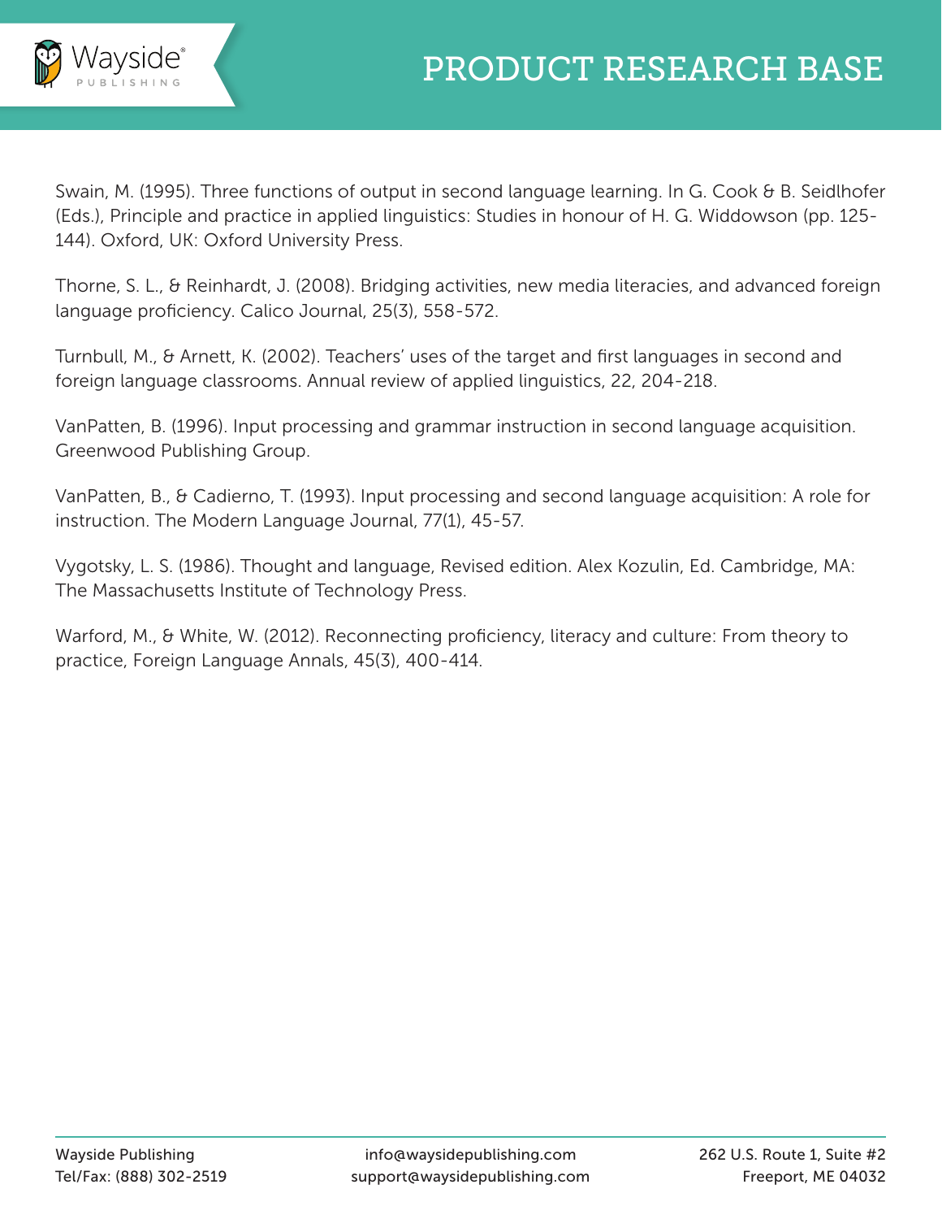Swain, M. (1995). Three functions of output in second language learning. In G. Cook & B. Seidlhofer (Eds.), Principle and practice in applied linguistics: Studies in honour of H. G. Widdowson (pp. 125-144). Oxford, UK: Oxford University Press.

Thorne, S. L., & Reinhardt, J. (2008). Bridging activities, new media literacies, and advanced foreign language proficiency. Calico Journal, 25(3), 558-572.

Turnbull, M., & Arnett, K. (2002). Teachers' uses of the target and first languages in second and foreign language classrooms. Annual review of applied linguistics, 22, 204-218.

VanPatten, B. (1996). Input processing and grammar instruction in second language acquisition. Greenwood Publishing Group.

VanPatten, B., & Cadierno, T. (1993). Input processing and second language acquisition: A role for instruction. The Modern Language Journal, 77(1), 45-57.

Vygotsky, L. S. (1986). Thought and language, Revised edition. Alex Kozulin, Ed. Cambridge, MA: The Massachusetts Institute of Technology Press.

Warford, M., & White, W. (2012). Reconnecting proficiency, literacy and culture: From theory to practice, Foreign Language Annals, 45(3), 400-414.